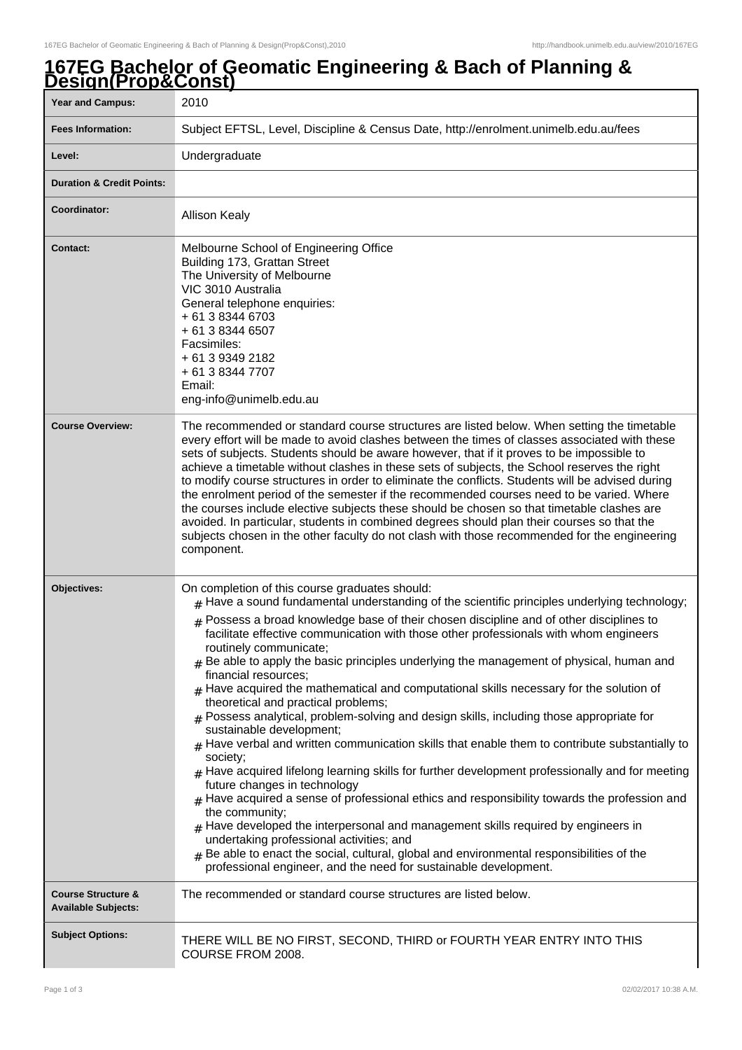# 167EG Bachelor of Geomatic Engineering & Bach of Planning & Design(Prop&Const)

| | |
|---|---|
| **Year and Campus:** | 2010 |
| **Fees Information:** | Subject EFTSL, Level, Discipline & Census Date, http://enrolment.unimelb.edu.au/fees |
| **Level:** | Undergraduate |
| **Duration & Credit Points:** | |
| **Coordinator:** | Allison Kealy |
| **Contact:** | Melbourne School of Engineering Office<br>Building 173, Grattan Street<br>The University of Melbourne<br>VIC 3010 Australia<br>General telephone enquiries:<br>+ 61 3 8344 6703<br>+ 61 3 8344 6507<br>Facsimiles:<br>+ 61 3 9349 2182<br>+ 61 3 8344 7707<br>Email:<br>eng-info@unimelb.edu.au |
| **Course Overview:** | The recommended or standard course structures are listed below. When setting the timetable every effort will be made to avoid clashes between the times of classes associated with these sets of subjects. Students should be aware however, that if it proves to be impossible to achieve a timetable without clashes in these sets of subjects, the School reserves the right to modify course structures in order to eliminate the conflicts. Students will be advised during the enrolment period of the semester if the recommended courses need to be varied. Where the courses include elective subjects these should be chosen so that timetable clashes are avoided. In particular, students in combined degrees should plan their courses so that the subjects chosen in the other faculty do not clash with those recommended for the engineering component. |
| **Objectives:** | On completion of this course graduates should:<br># Have a sound fundamental understanding of the scientific principles underlying technology;<br># Possess a broad knowledge base of their chosen discipline and of other disciplines to facilitate effective communication with those other professionals with whom engineers routinely communicate;<br># Be able to apply the basic principles underlying the management of physical, human and financial resources;<br># Have acquired the mathematical and computational skills necessary for the solution of theoretical and practical problems;<br># Possess analytical, problem-solving and design skills, including those appropriate for sustainable development;<br># Have verbal and written communication skills that enable them to contribute substantially to society;<br># Have acquired lifelong learning skills for further development professionally and for meeting future changes in technology<br># Have acquired a sense of professional ethics and responsibility towards the profession and the community;<br># Have developed the interpersonal and management skills required by engineers in undertaking professional activities; and<br># Be able to enact the social, cultural, global and environmental responsibilities of the professional engineer, and the need for sustainable development. |
| **Course Structure & Available Subjects:** | The recommended or standard course structures are listed below. |
| **Subject Options:** | THERE WILL BE NO FIRST, SECOND, THIRD or FOURTH YEAR ENTRY INTO THIS COURSE FROM 2008. |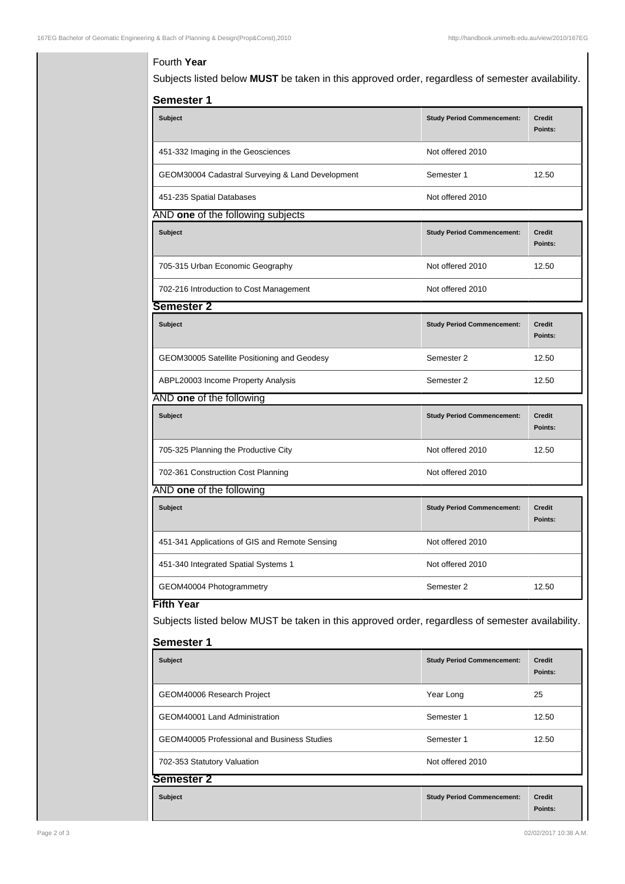Fourth **Year**

Subjects listed below **MUST** be taken in this approved order, regardless of semester availability.

### Semester 1

| Subject | Study Period Commencement: | Credit Points: |
| --- | --- | --- |
| 451-332 Imaging in the Geosciences | Not offered 2010 | |
| GEOM30004 Cadastral Surveying & Land Development | Semester 1 | 12.50 |
| 451-235 Spatial Databases | Not offered 2010 | |

AND **one** of the following subjects

| Subject | Study Period Commencement: | Credit Points: |
| --- | --- | --- |
| 705-315 Urban Economic Geography | Not offered 2010 | 12.50 |
| 702-216 Introduction to Cost Management | Not offered 2010 | |

### Semester 2

| Subject | Study Period Commencement: | Credit Points: |
| --- | --- | --- |
| GEOM30005 Satellite Positioning and Geodesy | Semester 2 | 12.50 |
| ABPL20003 Income Property Analysis | Semester 2 | 12.50 |

AND **one** of the following

| Subject | Study Period Commencement: | Credit Points: |
| --- | --- | --- |
| 705-325 Planning the Productive City | Not offered 2010 | 12.50 |
| 702-361 Construction Cost Planning | Not offered 2010 | |

AND **one** of the following

| Subject | Study Period Commencement: | Credit Points: |
| --- | --- | --- |
| 451-341 Applications of GIS and Remote Sensing | Not offered 2010 | |
| 451-340 Integrated Spatial Systems 1 | Not offered 2010 | |
| GEOM40004 Photogrammetry | Semester 2 | 12.50 |

**Fifth Year**

Subjects listed below MUST be taken in this approved order, regardless of semester availability.

### Semester 1

| Subject | Study Period Commencement: | Credit Points: |
| --- | --- | --- |
| GEOM40006 Research Project | Year Long | 25 |
| GEOM40001 Land Administration | Semester 1 | 12.50 |
| GEOM40005 Professional and Business Studies | Semester 1 | 12.50 |
| 702-353 Statutory Valuation | Not offered 2010 | |

### Semester 2

| Subject | Study Period Commencement: | Credit Points: |
| --- | --- | --- |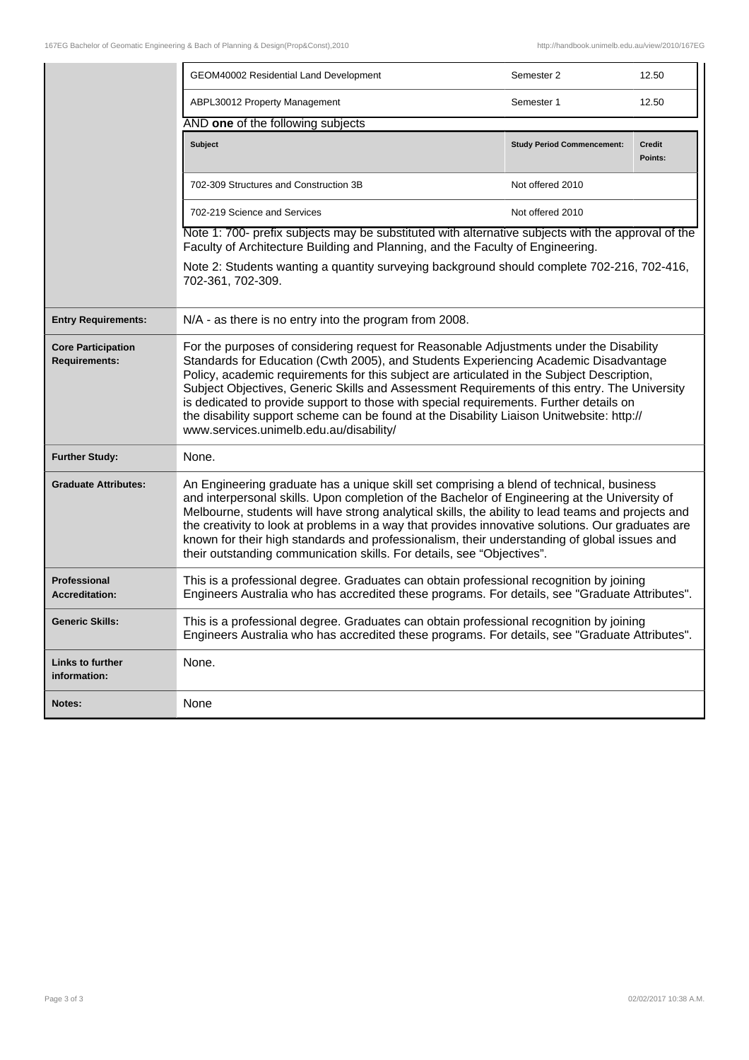| | | |
|---|---|---|
| GEOM40002 Residential Land Development | Semester 2 | 12.50 |
| ABPL30012 Property Management | Semester 1 | 12.50 |

AND **one** of the following subjects

| Subject | Study Period Commencement: | Credit Points: |
|---|---|---|
| 702-309 Structures and Construction 3B | Not offered 2010 | |
| 702-219 Science and Services | Not offered 2010 | |

Note 1: 700- prefix subjects may be substituted with alternative subjects with the approval of the Faculty of Architecture Building and Planning, and the Faculty of Engineering.

Note 2: Students wanting a quantity surveying background should complete 702-216, 702-416, 702-361, 702-309.

| | |
|---|---|
| **Entry Requirements:** | N/A - as there is no entry into the program from 2008. |
| **Core Participation Requirements:** | For the purposes of considering request for Reasonable Adjustments under the Disability Standards for Education (Cwth 2005), and Students Experiencing Academic Disadvantage Policy, academic requirements for this subject are articulated in the Subject Description, Subject Objectives, Generic Skills and Assessment Requirements of this entry. The University is dedicated to provide support to those with special requirements. Further details on the disability support scheme can be found at the Disability Liaison Unitwebsite: http://www.services.unimelb.edu.au/disability/ |
| **Further Study:** | None. |
| **Graduate Attributes:** | An Engineering graduate has a unique skill set comprising a blend of technical, business and interpersonal skills. Upon completion of the Bachelor of Engineering at the University of Melbourne, students will have strong analytical skills, the ability to lead teams and projects and the creativity to look at problems in a way that provides innovative solutions. Our graduates are known for their high standards and professionalism, their understanding of global issues and their outstanding communication skills. For details, see "Objectives". |
| **Professional Accreditation:** | This is a professional degree. Graduates can obtain professional recognition by joining Engineers Australia who has accredited these programs. For details, see "Graduate Attributes". |
| **Generic Skills:** | This is a professional degree. Graduates can obtain professional recognition by joining Engineers Australia who has accredited these programs. For details, see "Graduate Attributes". |
| **Links to further information:** | None. |
| **Notes:** | None |